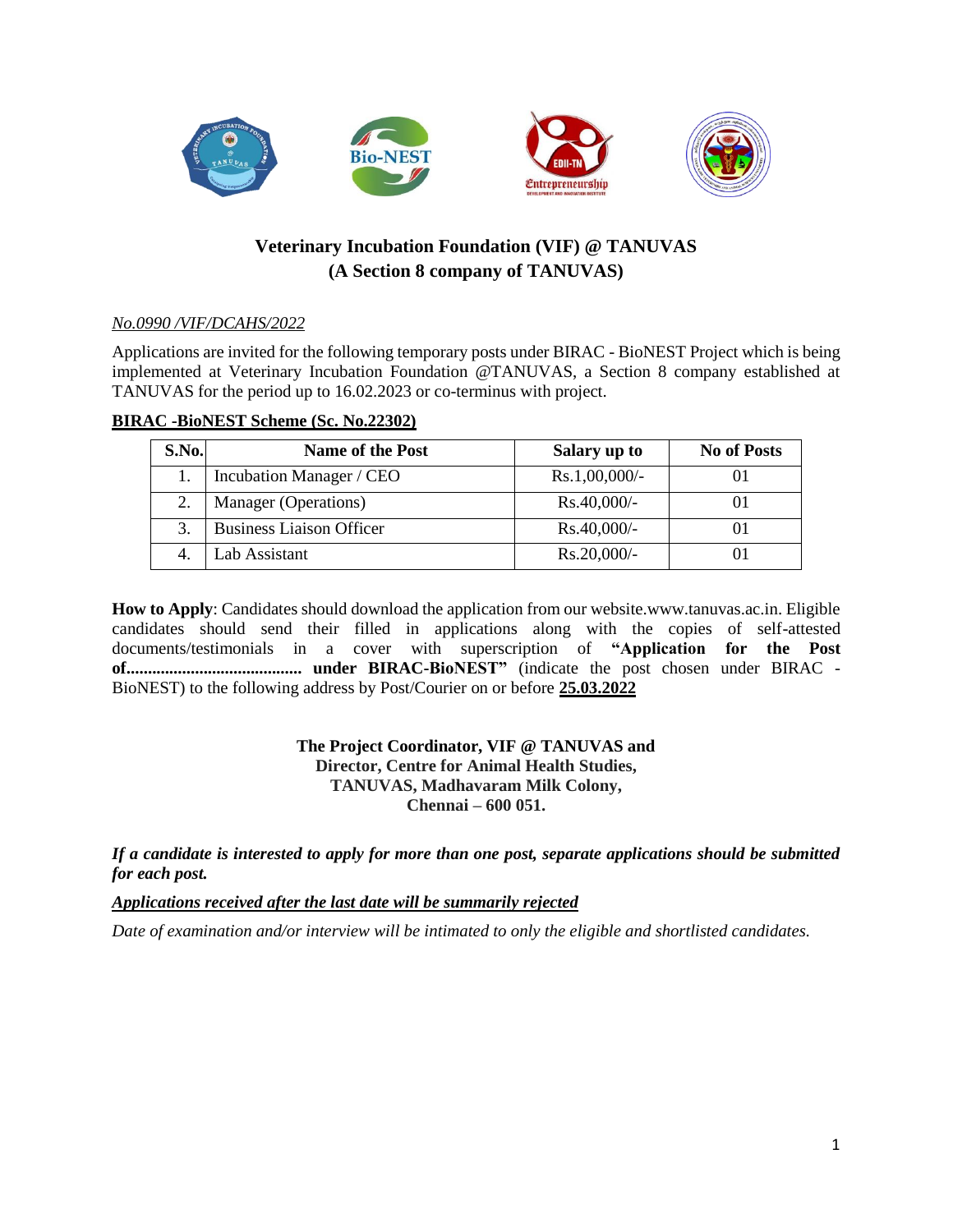## Veterinary Incubation Foundation (VIF) @ TANUVAS
## (A Section 8 company of TANUVAS)

*No.0990 /VIF/DCAHS/2022*

Applications are invited for the following temporary posts under BIRAC - BioNEST Project which is being implemented at Veterinary Incubation Foundation @TANUVAS, a Section 8 company established at TANUVAS for the period up to 16.02.2023 or co-terminus with project.

**BIRAC -BioNEST Scheme (Sc. No.22302)**

| S.No. | Name of the Post | Salary up to | No of Posts |
|---|---|---|---|
| 1. | Incubation Manager / CEO | Rs.1,00,000/- | 01 |
| 2. | Manager (Operations) | Rs.40,000/- | 01 |
| 3. | Business Liaison Officer | Rs.40,000/- | 01 |
| 4. | Lab Assistant | Rs.20,000/- | 01 |

**How to Apply**: Candidates should download the application from our website.www.tanuvas.ac.in. Eligible candidates should send their filled in applications along with the copies of self-attested documents/testimonials in a cover with superscription of **"Application for the Post of........................................ under BIRAC-BioNEST"** (indicate the post chosen under BIRAC -BioNEST) to the following address by Post/Courier on or before **25.03.2022**

**The Project Coordinator, VIF @ TANUVAS and**
**Director, Centre for Animal Health Studies,**
**TANUVAS, Madhavaram Milk Colony,**
**Chennai – 600 051.**

***If a candidate is interested to apply for more than one post, separate applications should be submitted for each post.***

***Applications received after the last date will be summarily rejected***

*Date of examination and/or interview will be intimated to only the eligible and shortlisted candidates.*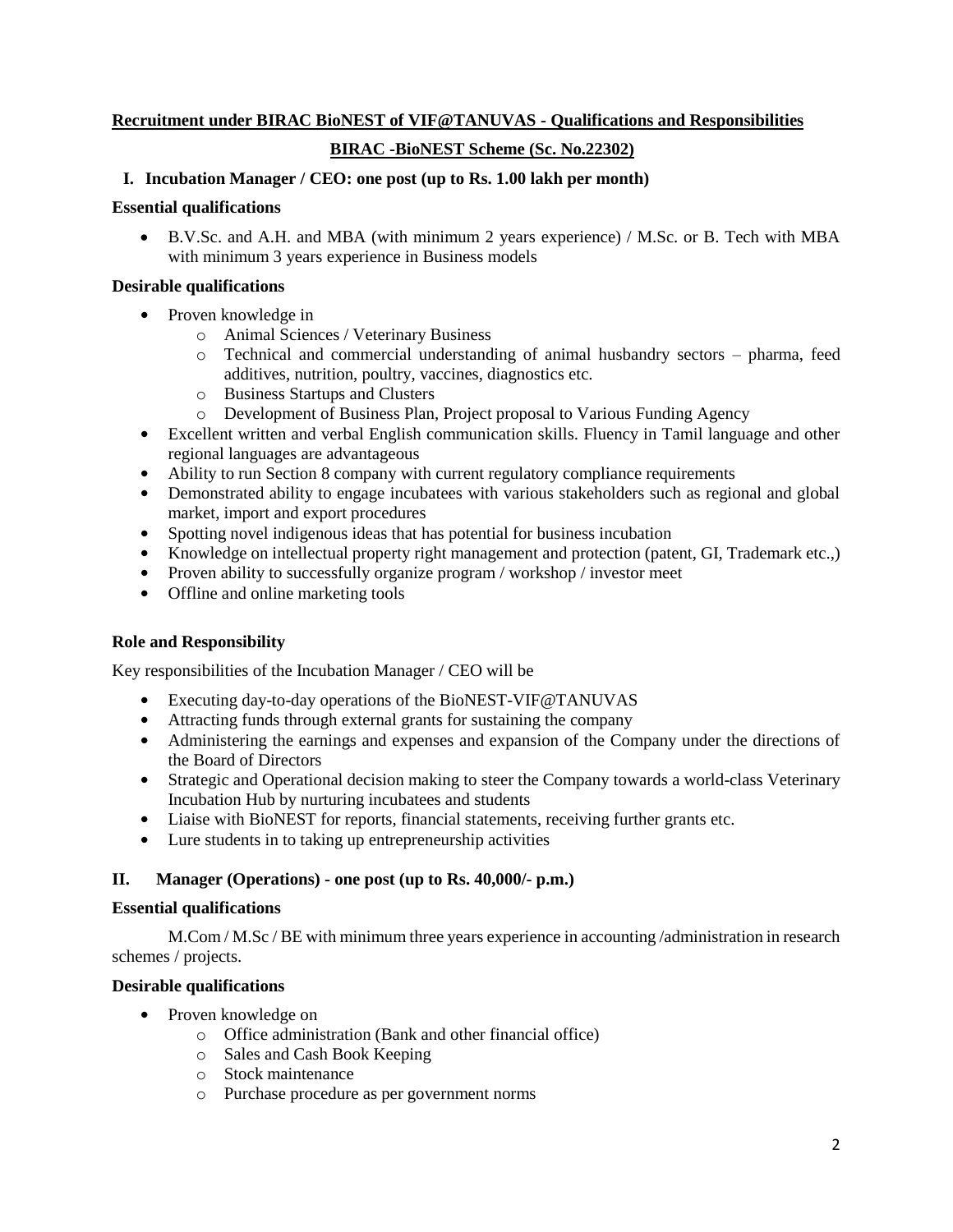## Recruitment under BIRAC BioNEST of VIF@TANUVAS - Qualifications and Responsibilities

### BIRAC -BioNEST Scheme (Sc. No.22302)

### I. Incubation Manager / CEO: one post (up to Rs. 1.00 lakh per month)

**Essential qualifications**

- B.V.Sc. and A.H. and MBA (with minimum 2 years experience) / M.Sc. or B. Tech with MBA with minimum 3 years experience in Business models

**Desirable qualifications**

- Proven knowledge in
  - Animal Sciences / Veterinary Business
  - Technical and commercial understanding of animal husbandry sectors – pharma, feed additives, nutrition, poultry, vaccines, diagnostics etc.
  - Business Startups and Clusters
  - Development of Business Plan, Project proposal to Various Funding Agency
- Excellent written and verbal English communication skills. Fluency in Tamil language and other regional languages are advantageous
- Ability to run Section 8 company with current regulatory compliance requirements
- Demonstrated ability to engage incubatees with various stakeholders such as regional and global market, import and export procedures
- Spotting novel indigenous ideas that has potential for business incubation
- Knowledge on intellectual property right management and protection (patent, GI, Trademark etc.,)
- Proven ability to successfully organize program / workshop / investor meet
- Offline and online marketing tools

**Role and Responsibility**

Key responsibilities of the Incubation Manager / CEO will be

- Executing day-to-day operations of the BioNEST-VIF@TANUVAS
- Attracting funds through external grants for sustaining the company
- Administering the earnings and expenses and expansion of the Company under the directions of the Board of Directors
- Strategic and Operational decision making to steer the Company towards a world-class Veterinary Incubation Hub by nurturing incubatees and students
- Liaise with BioNEST for reports, financial statements, receiving further grants etc.
- Lure students in to taking up entrepreneurship activities

### II. Manager (Operations) - one post (up to Rs. 40,000/- p.m.)

**Essential qualifications**

M.Com / M.Sc / BE with minimum three years experience in accounting /administration in research schemes / projects.

**Desirable qualifications**

- Proven knowledge on
  - Office administration (Bank and other financial office)
  - Sales and Cash Book Keeping
  - Stock maintenance
  - Purchase procedure as per government norms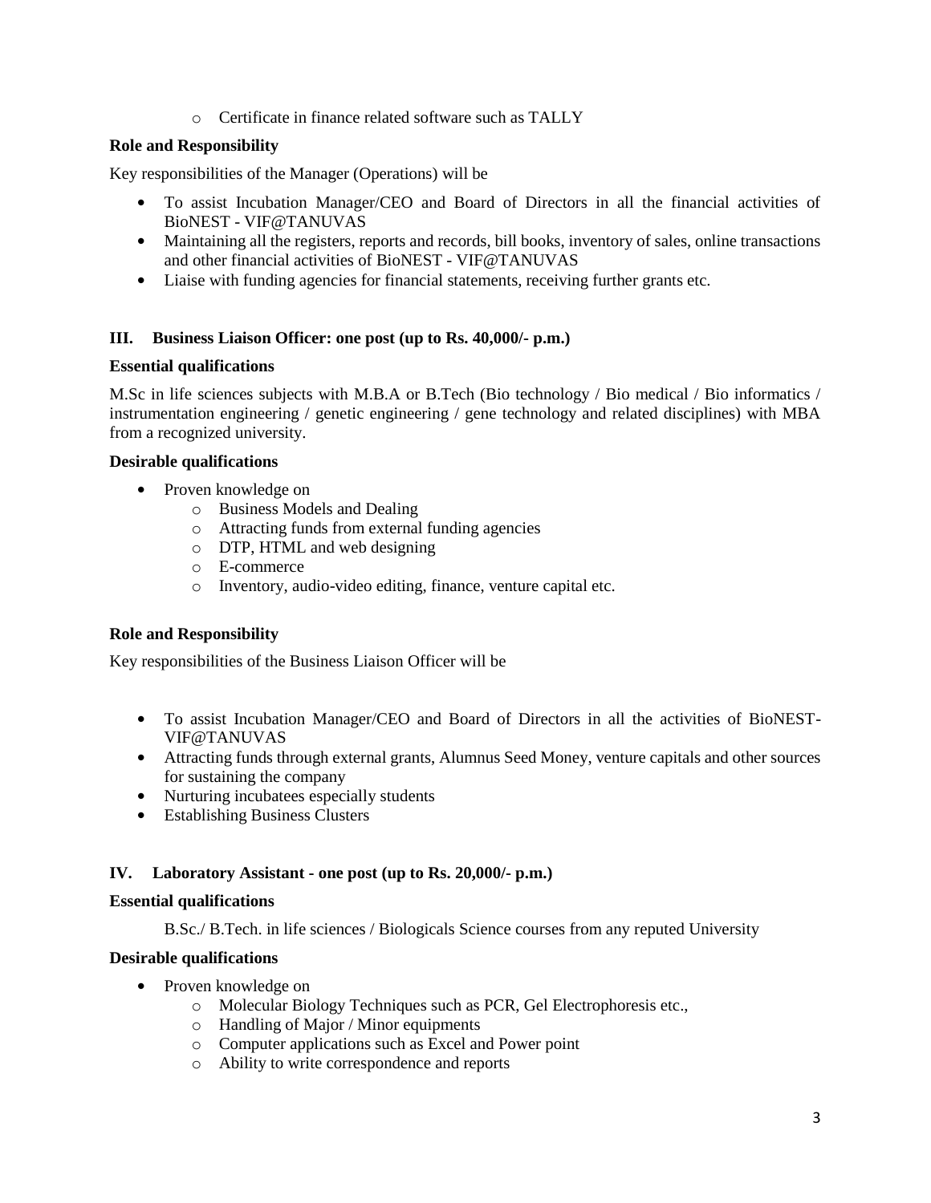- Certificate in finance related software such as TALLY

**Role and Responsibility**

Key responsibilities of the Manager (Operations) will be

- To assist Incubation Manager/CEO and Board of Directors in all the financial activities of BioNEST - VIF@TANUVAS
- Maintaining all the registers, reports and records, bill books, inventory of sales, online transactions and other financial activities of BioNEST - VIF@TANUVAS
- Liaise with funding agencies for financial statements, receiving further grants etc.

### III. Business Liaison Officer: one post (up to Rs. 40,000/- p.m.)

**Essential qualifications**

M.Sc in life sciences subjects with M.B.A or B.Tech (Bio technology / Bio medical / Bio informatics / instrumentation engineering / genetic engineering / gene technology and related disciplines) with MBA from a recognized university.

**Desirable qualifications**

- Proven knowledge on
   - Business Models and Dealing
   - Attracting funds from external funding agencies
   - DTP, HTML and web designing
   - E-commerce
   - Inventory, audio-video editing, finance, venture capital etc.

**Role and Responsibility**

Key responsibilities of the Business Liaison Officer will be

- To assist Incubation Manager/CEO and Board of Directors in all the activities of BioNEST-VIF@TANUVAS
- Attracting funds through external grants, Alumnus Seed Money, venture capitals and other sources for sustaining the company
- Nurturing incubatees especially students
- Establishing Business Clusters

### IV. Laboratory Assistant - one post (up to Rs. 20,000/- p.m.)

**Essential qualifications**

B.Sc./ B.Tech. in life sciences / Biologicals Science courses from any reputed University

**Desirable qualifications**

- Proven knowledge on
   - Molecular Biology Techniques such as PCR, Gel Electrophoresis etc.,
   - Handling of Major / Minor equipments
   - Computer applications such as Excel and Power point
   - Ability to write correspondence and reports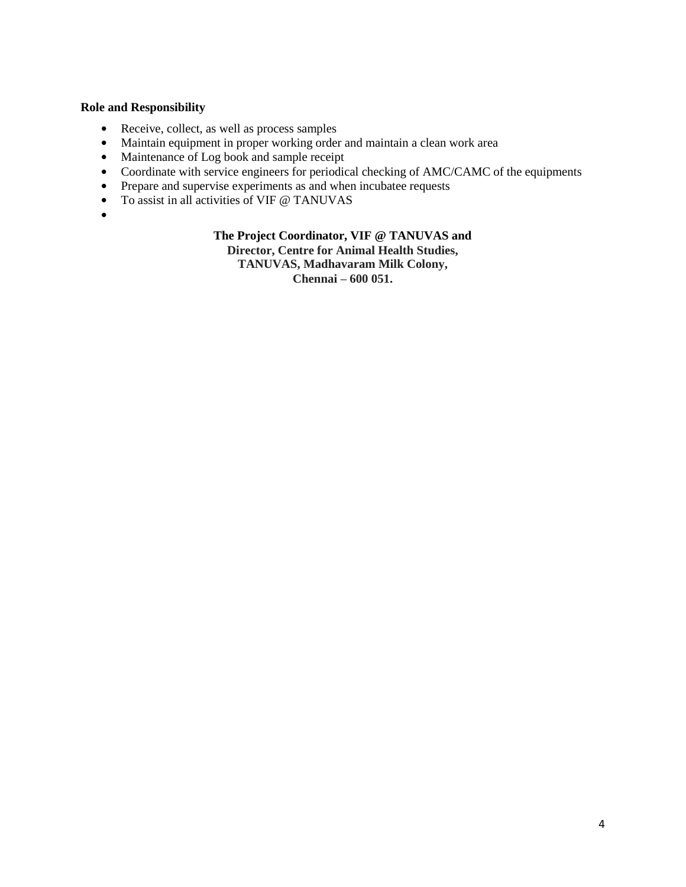**Role and Responsibility**

- Receive, collect, as well as process samples
- Maintain equipment in proper working order and maintain a clean work area
- Maintenance of Log book and sample receipt
- Coordinate with service engineers for periodical checking of AMC/CAMC of the equipments
- Prepare and supervise experiments as and when incubatee requests
- To assist in all activities of VIF @ TANUVAS
-

**The Project Coordinator, VIF @ TANUVAS and**
**Director, Centre for Animal Health Studies,**
**TANUVAS, Madhavaram Milk Colony,**
**Chennai – 600 051.**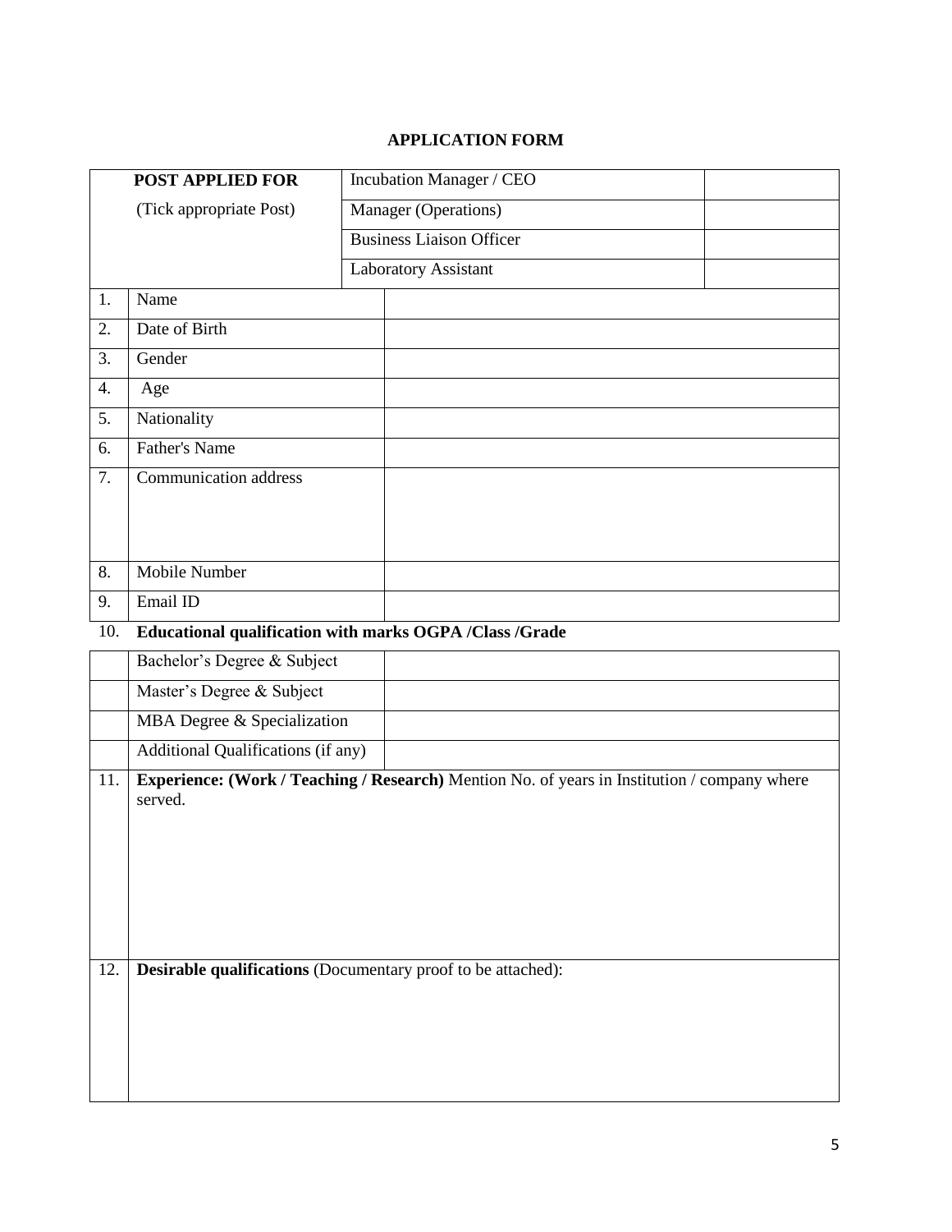# APPLICATION FORM

| POST APPLIED FOR (Tick appropriate Post) | | |
|---|---|---|
| | Incubation Manager / CEO | |
| | Manager (Operations) | |
| | Business Liaison Officer | |
| | Laboratory Assistant | |

| | | |
|---|---|---|
| 1. | Name | |
| 2. | Date of Birth | |
| 3. | Gender | |
| 4. | Age | |
| 5. | Nationality | |
| 6. | Father's Name | |
| 7. | Communication address | |
| 8. | Mobile Number | |
| 9. | Email ID | |

10. **Educational qualification with marks OGPA /Class /Grade**

| | | |
|---|---|---|
| | Bachelor's Degree & Subject | |
| | Master's Degree & Subject | |
| | MBA Degree & Specialization | |
| | Additional Qualifications (if any) | |

| | |
|---|---|
| 11. | **Experience: (Work / Teaching / Research)** Mention No. of years in Institution / company where served. |
| 12. | **Desirable qualifications** (Documentary proof to be attached): |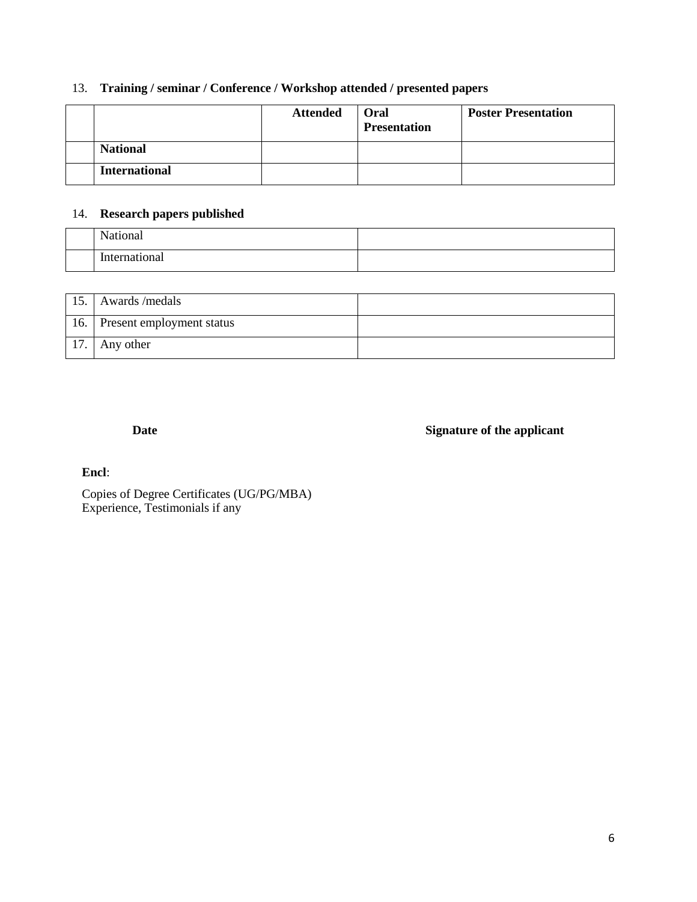13. **Training / seminar / Conference / Workshop attended / presented papers**

| | | Attended | Oral Presentation | Poster Presentation |
|---|---|---|---|---|
| | **National** | | | |
| | **International** | | | |

14. **Research papers published**

| | | |
|---|---|---|
| | National | |
| | International | |

| | | |
|---|---|---|
| 15. | Awards /medals | |
| 16. | Present employment status | |
| 17. | Any other | |

**Date** **Signature of the applicant**

**Encl**:

Copies of Degree Certificates (UG/PG/MBA)
Experience, Testimonials if any